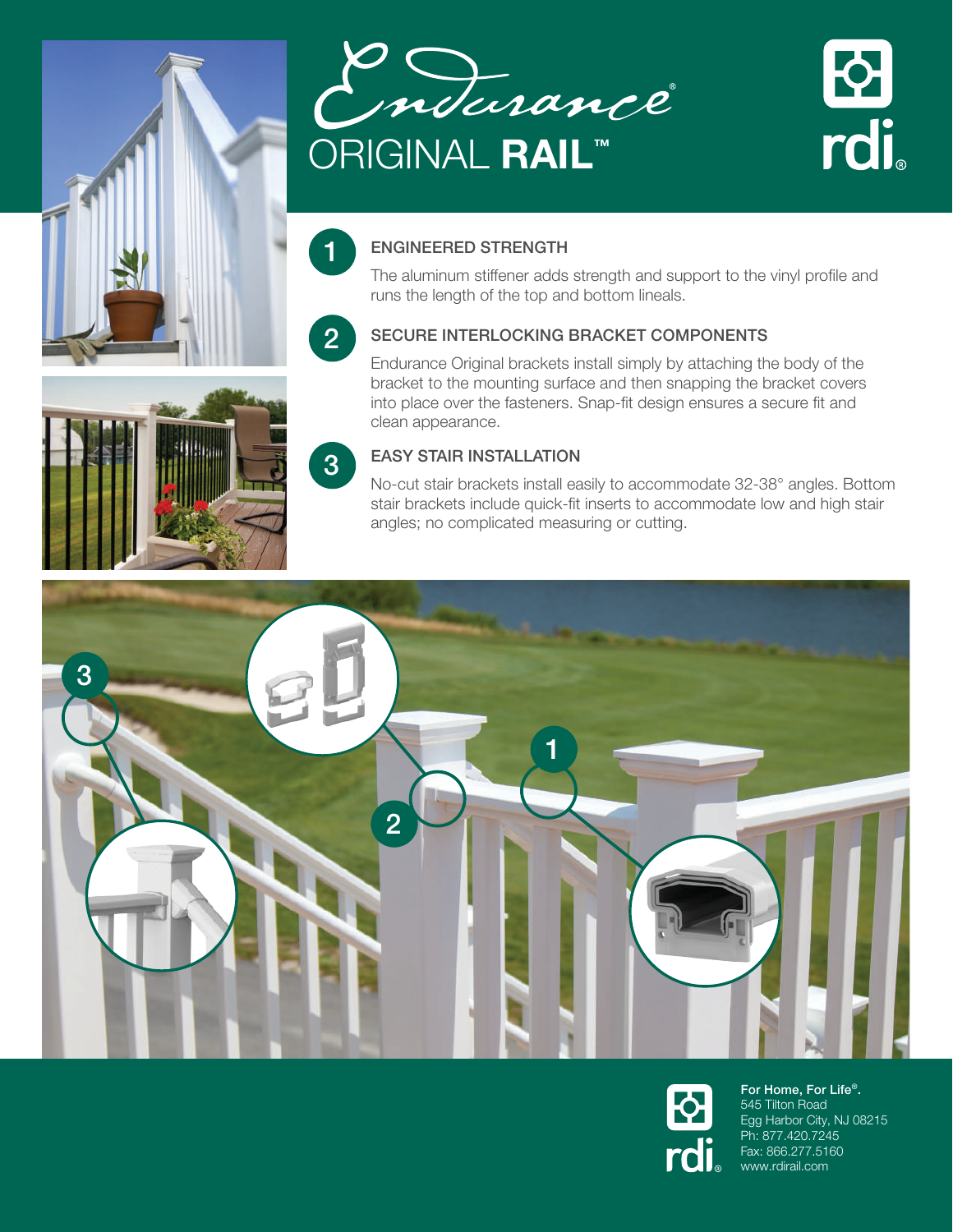# Endurance® ORIGINAL RAIL™

rdi®

## 1 ENGINEERED STRENGTH

The aluminum stiffener adds strength and support to the vinyl profile and runs the length of the top and bottom lineals.

## 2 SECURE INTERLOCKING BRACKET COMPONENTS

Endurance Original brackets install simply by attaching the body of the bracket to the mounting surface and then snapping the bracket covers into place over the fasteners. Snap-fit design ensures a secure fit and clean appearance.

## 3 EASY STAIR INSTALLATION

No-cut stair brackets install easily to accommodate 32-38° angles. Bottom stair brackets include quick-fit inserts to accommodate low and high stair angles; no complicated measuring or cutting.

rdi®

**For Home, For Life®.**
545 Tilton Road
Egg Harbor City, NJ 08215
Ph: 877.420.7245
Fax: 866.277.5160
www.rdirail.com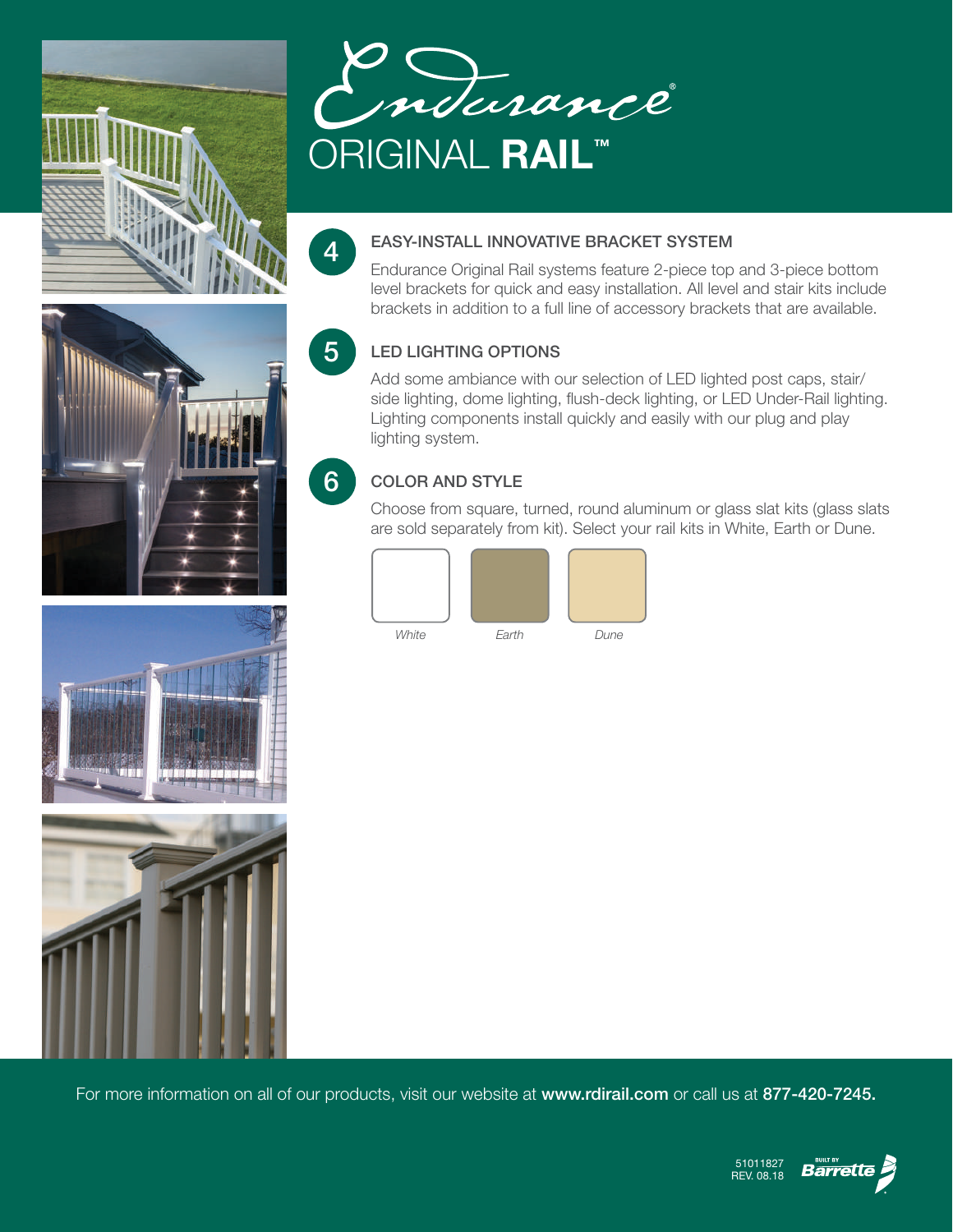# Endurance®

# ORIGINAL RAIL™

## 4 EASY-INSTALL INNOVATIVE BRACKET SYSTEM

Endurance Original Rail systems feature 2-piece top and 3-piece bottom level brackets for quick and easy installation. All level and stair kits include brackets in addition to a full line of accessory brackets that are available.

## 5 LED LIGHTING OPTIONS

Add some ambiance with our selection of LED lighted post caps, stair/side lighting, dome lighting, flush-deck lighting, or LED Under-Rail lighting. Lighting components install quickly and easily with our plug and play lighting system.

## 6 COLOR AND STYLE

Choose from square, turned, round aluminum or glass slat kits (glass slats are sold separately from kit). Select your rail kits in White, Earth or Dune.

*White* *Earth* *Dune*

For more information on all of our products, visit our website at **www.rdirail.com** or call us at **877-420-7245.**

51011827
REV. 08.18

BUILT BY Barrette